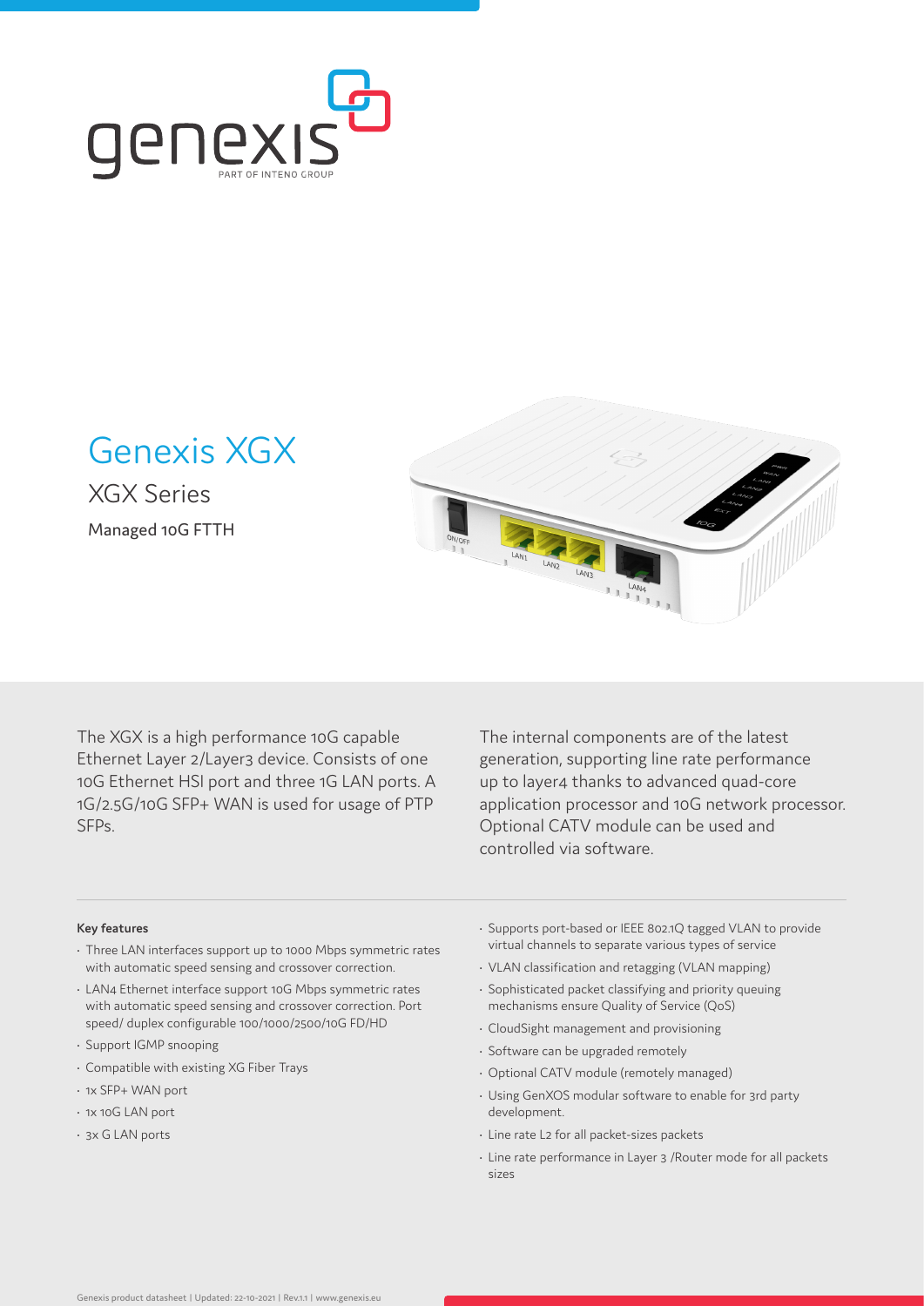# Genexis XGX

## XGX Series

Managed 10G FTTH

The XGX is a high performance 10G capable Ethernet Layer 2/Layer3 device. Consists of one 10G Ethernet HSI port and three 1G LAN ports. A 1G/2.5G/10G SFP+ WAN is used for usage of PTP SFPs.

The internal components are of the latest generation, supporting line rate performance up to layer4 thanks to advanced quad-core application processor and 10G network processor. Optional CATV module can be used and controlled via software.

**Key features**

- Three LAN interfaces support up to 1000 Mbps symmetric rates with automatic speed sensing and crossover correction.
- LAN4 Ethernet interface support 10G Mbps symmetric rates with automatic speed sensing and crossover correction. Port speed/ duplex configurable 100/1000/2500/10G FD/HD
- Support IGMP snooping
- Compatible with existing XG Fiber Trays
- 1x SFP+ WAN port
- 1x 10G LAN port
- 3x G LAN ports
- Supports port-based or IEEE 802.1Q tagged VLAN to provide virtual channels to separate various types of service
- VLAN classification and retagging (VLAN mapping)
- Sophisticated packet classifying and priority queuing mechanisms ensure Quality of Service (QoS)
- CloudSight management and provisioning
- Software can be upgraded remotely
- Optional CATV module (remotely managed)
- Using GenXOS modular software to enable for 3rd party development.
- Line rate L2 for all packet-sizes packets
- Line rate performance in Layer 3 /Router mode for all packets sizes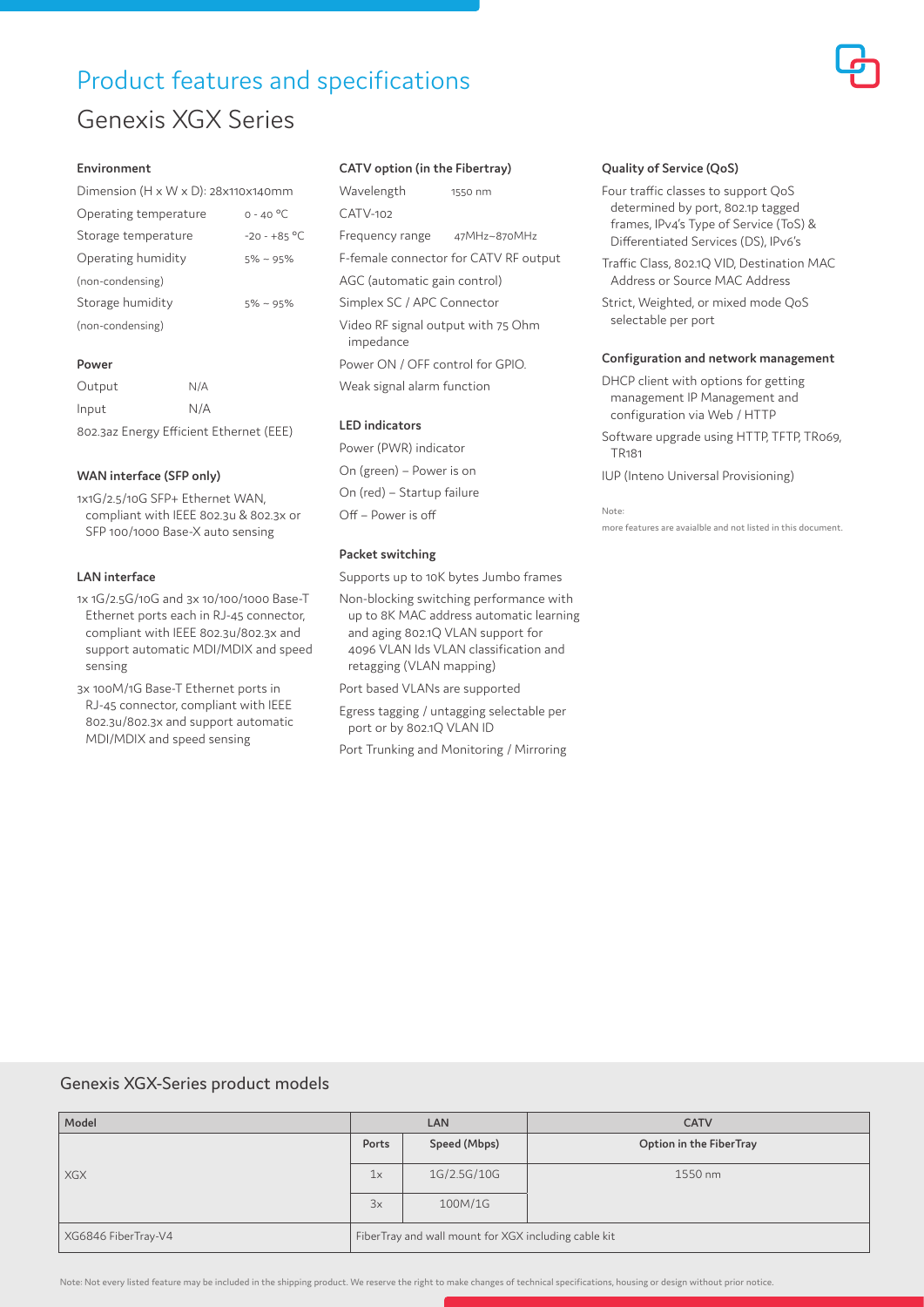# Product features and specifications

## Genexis XGX Series

### Environment

Dimension (H x W x D): 28x110x140mm

Operating temperature 0 - 40 °C

Storage temperature -20 - +85 °C

Operating humidity 5% ~ 95%

(non-condensing)

Storage humidity 5% ~ 95%

(non-condensing)

### Power

Output N/A

Input N/A

802.3az Energy Efficient Ethernet (EEE)

### WAN interface (SFP only)

1x1G/2.5/10G SFP+ Ethernet WAN, compliant with IEEE 802.3u & 802.3x or SFP 100/1000 Base-X auto sensing

### LAN interface

1x 1G/2.5G/10G and 3x 10/100/1000 Base-T Ethernet ports each in RJ-45 connector, compliant with IEEE 802.3u/802.3x and support automatic MDI/MDIX and speed sensing

3x 100M/1G Base-T Ethernet ports in RJ-45 connector, compliant with IEEE 802.3u/802.3x and support automatic MDI/MDIX and speed sensing

### CATV option (in the Fibertray)

Wavelength 1550 nm

CATV-102

Frequency range 47MHz~870MHz

F-female connector for CATV RF output

AGC (automatic gain control)

Simplex SC / APC Connector

Video RF signal output with 75 Ohm impedance

Power ON / OFF control for GPIO.

Weak signal alarm function

### LED indicators

Power (PWR) indicator

On (green) – Power is on

On (red) – Startup failure

Off – Power is off

### Packet switching

Supports up to 10K bytes Jumbo frames

Non-blocking switching performance with up to 8K MAC address automatic learning and aging 802.1Q VLAN support for 4096 VLAN Ids VLAN classification and retagging (VLAN mapping)

Port based VLANs are supported

Egress tagging / untagging selectable per port or by 802.1Q VLAN ID

Port Trunking and Monitoring / Mirroring

### Quality of Service (QoS)

Four traffic classes to support QoS determined by port, 802.1p tagged frames, IPv4's Type of Service (ToS) & Differentiated Services (DS), IPv6's

Traffic Class, 802.1Q VID, Destination MAC Address or Source MAC Address

Strict, Weighted, or mixed mode QoS selectable per port

### Configuration and network management

DHCP client with options for getting management IP Management and configuration via Web / HTTP

Software upgrade using HTTP, TFTP, TR069, TR181

IUP (Inteno Universal Provisioning)

Note:
more features are avaialble and not listed in this document.

## Genexis XGX-Series product models

| Model | LAN | | CATV |
|---|---|---|---|
| | Ports | Speed (Mbps) | Option in the FiberTray |
| XGX | 1x | 1G/2.5G/10G | 1550 nm |
| | 3x | 100M/1G | |
| XG6846 FiberTray-V4 | FiberTray and wall mount for XGX including cable kit | | |

Note: Not every listed feature may be included in the shipping product. We reserve the right to make changes of technical specifications, housing or design without prior notice.